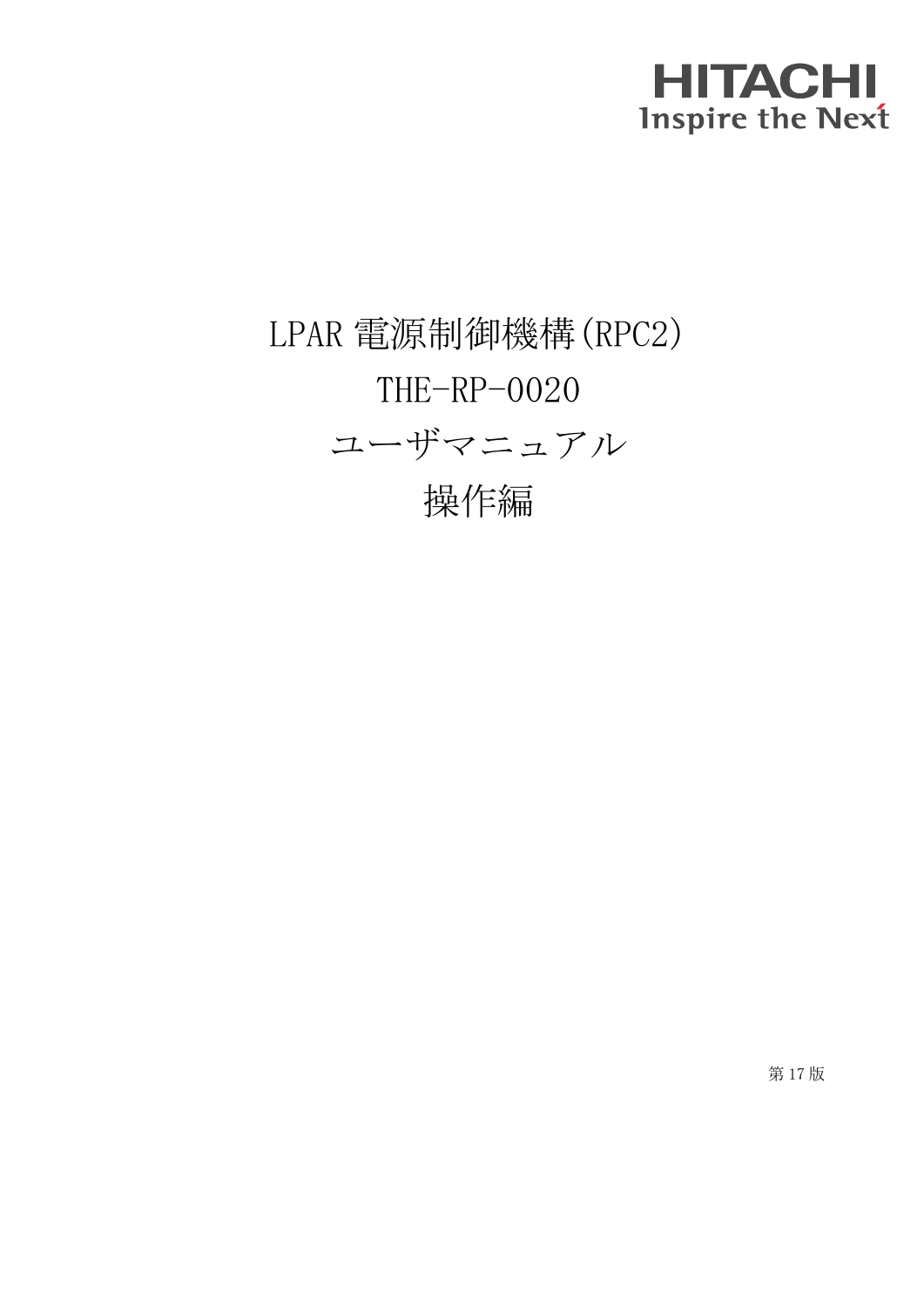HITACHI
Inspire the Next

# LPAR 電源制御機構(RPC2)
# THE-RP-0020
# ユーザマニュアル
# 操作編

第 17 版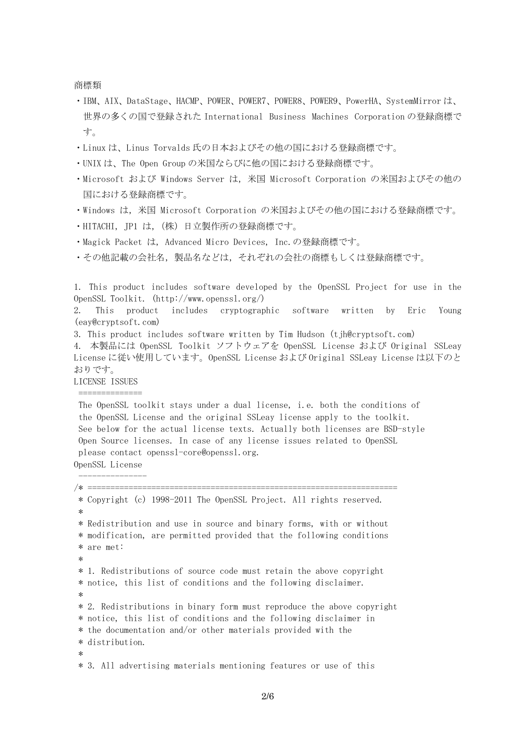商標類

- IBM、AIX、DataStage、HACMP、POWER、POWER7、POWER8、POWER9、PowerHA、SystemMirror は、世界の多くの国で登録された International Business Machines Corporation の登録商標です。
- Linux は、Linus Torvalds 氏の日本およびその他の国における登録商標です。
- UNIX は、The Open Group の米国ならびに他の国における登録商標です。
- Microsoft および Windows Server は，米国 Microsoft Corporation の米国およびその他の国における登録商標です。
- Windows は，米国 Microsoft Corporation の米国およびその他の国における登録商標です。
- HITACHI，JP1 は，(株) 日立製作所の登録商標です。
- Magick Packet は，Advanced Micro Devices, Inc. の登録商標です。
- その他記載の会社名，製品名などは，それぞれの会社の商標もしくは登録商標です。

1. This product includes software developed by the OpenSSL Project for use in the OpenSSL Toolkit. (http://www.openssl.org/)
2. This product includes cryptographic software written by Eric Young (eay@cryptsoft.com)
3. This product includes software written by Tim Hudson (tjh@cryptsoft.com)
4. 本製品には OpenSSL Toolkit ソフトウェアを OpenSSL License および Original SSLeay License に従い使用しています。OpenSSL License および Original SSLeay License は以下のとおりです。

```
LICENSE ISSUES
 ==============
 The OpenSSL toolkit stays under a dual license, i.e. both the conditions of
 the OpenSSL License and the original SSLeay license apply to the toolkit.
 See below for the actual license texts. Actually both licenses are BSD-style
 Open Source licenses. In case of any license issues related to OpenSSL
 please contact openssl-core@openssl.org.
OpenSSL License
 ---------------
/* ====================================================================
 * Copyright (c) 1998-2011 The OpenSSL Project. All rights reserved.
 *
 * Redistribution and use in source and binary forms, with or without
 * modification, are permitted provided that the following conditions
 * are met:
 *
 * 1. Redistributions of source code must retain the above copyright
 * notice, this list of conditions and the following disclaimer.
 *
 * 2. Redistributions in binary form must reproduce the above copyright
 * notice, this list of conditions and the following disclaimer in
 * the documentation and/or other materials provided with the
 * distribution.
 *
 * 3. All advertising materials mentioning features or use of this
```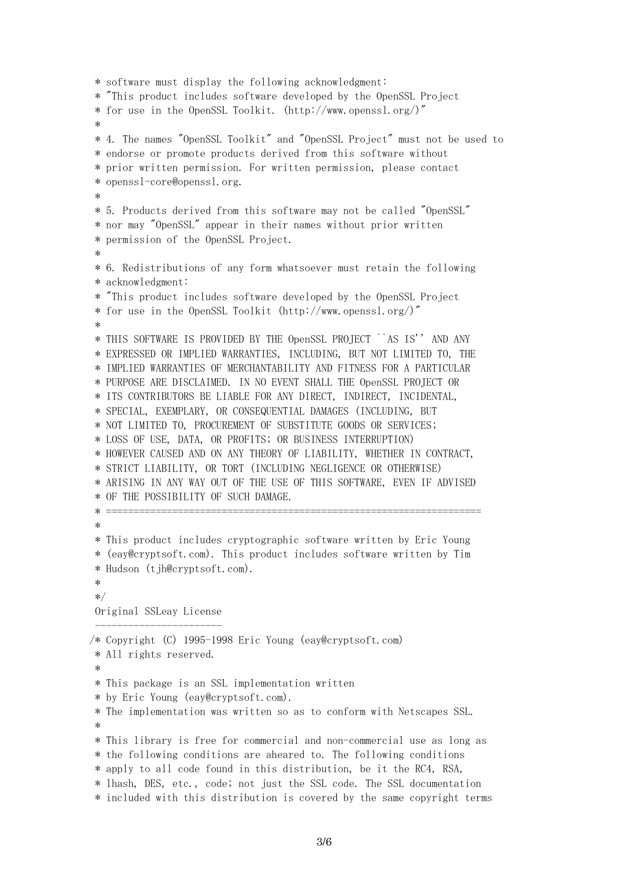```
 * software must display the following acknowledgment:
 * "This product includes software developed by the OpenSSL Project
 * for use in the OpenSSL Toolkit. (http://www.openssl.org/)"
 *
 * 4. The names "OpenSSL Toolkit" and "OpenSSL Project" must not be used to
 * endorse or promote products derived from this software without
 * prior written permission. For written permission, please contact
 * openssl-core@openssl.org.
 *
 * 5. Products derived from this software may not be called "OpenSSL"
 * nor may "OpenSSL" appear in their names without prior written
 * permission of the OpenSSL Project.
 *
 * 6. Redistributions of any form whatsoever must retain the following
 * acknowledgment:
 * "This product includes software developed by the OpenSSL Project
 * for use in the OpenSSL Toolkit (http://www.openssl.org/)"
 *
 * THIS SOFTWARE IS PROVIDED BY THE OpenSSL PROJECT ``AS IS'' AND ANY
 * EXPRESSED OR IMPLIED WARRANTIES, INCLUDING, BUT NOT LIMITED TO, THE
 * IMPLIED WARRANTIES OF MERCHANTABILITY AND FITNESS FOR A PARTICULAR
 * PURPOSE ARE DISCLAIMED. IN NO EVENT SHALL THE OpenSSL PROJECT OR
 * ITS CONTRIBUTORS BE LIABLE FOR ANY DIRECT, INDIRECT, INCIDENTAL,
 * SPECIAL, EXEMPLARY, OR CONSEQUENTIAL DAMAGES (INCLUDING, BUT
 * NOT LIMITED TO, PROCUREMENT OF SUBSTITUTE GOODS OR SERVICES;
 * LOSS OF USE, DATA, OR PROFITS; OR BUSINESS INTERRUPTION)
 * HOWEVER CAUSED AND ON ANY THEORY OF LIABILITY, WHETHER IN CONTRACT,
 * STRICT LIABILITY, OR TORT (INCLUDING NEGLIGENCE OR OTHERWISE)
 * ARISING IN ANY WAY OUT OF THE USE OF THIS SOFTWARE, EVEN IF ADVISED
 * OF THE POSSIBILITY OF SUCH DAMAGE.
 * ====================================================================
 *
 * This product includes cryptographic software written by Eric Young
 * (eay@cryptsoft.com). This product includes software written by Tim
 * Hudson (tjh@cryptsoft.com).
 *
 */
 Original SSLeay License
 -----------------------
/* Copyright (C) 1995-1998 Eric Young (eay@cryptsoft.com)
 * All rights reserved.
 *
 * This package is an SSL implementation written
 * by Eric Young (eay@cryptsoft.com).
 * The implementation was written so as to conform with Netscapes SSL.
 *
 * This library is free for commercial and non-commercial use as long as
 * the following conditions are aheared to. The following conditions
 * apply to all code found in this distribution, be it the RC4, RSA,
 * lhash, DES, etc., code; not just the SSL code. The SSL documentation
 * included with this distribution is covered by the same copyright terms
```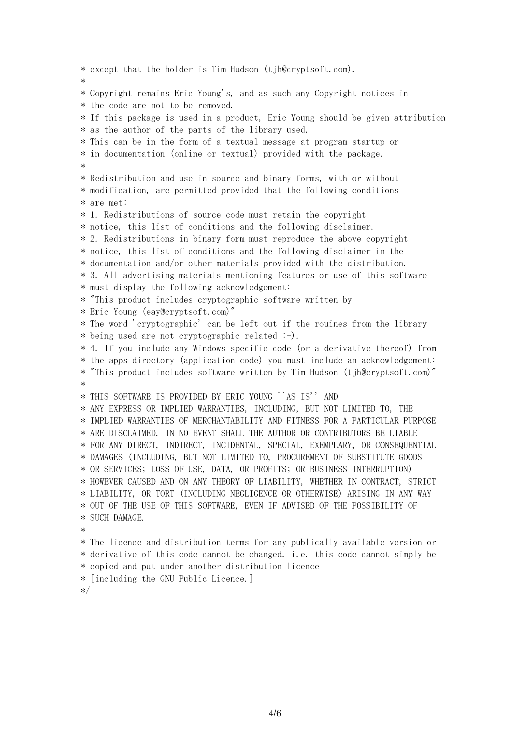```
* except that the holder is Tim Hudson (tjh@cryptsoft.com).
*
* Copyright remains Eric Young's, and as such any Copyright notices in
* the code are not to be removed.
* If this package is used in a product, Eric Young should be given attribution
* as the author of the parts of the library used.
* This can be in the form of a textual message at program startup or
* in documentation (online or textual) provided with the package.
*
* Redistribution and use in source and binary forms, with or without
* modification, are permitted provided that the following conditions
* are met:
* 1. Redistributions of source code must retain the copyright
* notice, this list of conditions and the following disclaimer.
* 2. Redistributions in binary form must reproduce the above copyright
* notice, this list of conditions and the following disclaimer in the
* documentation and/or other materials provided with the distribution.
* 3. All advertising materials mentioning features or use of this software
* must display the following acknowledgement:
* "This product includes cryptographic software written by
* Eric Young (eay@cryptsoft.com)"
* The word 'cryptographic' can be left out if the rouines from the library
* being used are not cryptographic related :-).
* 4. If you include any Windows specific code (or a derivative thereof) from
* the apps directory (application code) you must include an acknowledgement:
* "This product includes software written by Tim Hudson (tjh@cryptsoft.com)"
*
* THIS SOFTWARE IS PROVIDED BY ERIC YOUNG ``AS IS'' AND
* ANY EXPRESS OR IMPLIED WARRANTIES, INCLUDING, BUT NOT LIMITED TO, THE
* IMPLIED WARRANTIES OF MERCHANTABILITY AND FITNESS FOR A PARTICULAR PURPOSE
* ARE DISCLAIMED. IN NO EVENT SHALL THE AUTHOR OR CONTRIBUTORS BE LIABLE
* FOR ANY DIRECT, INDIRECT, INCIDENTAL, SPECIAL, EXEMPLARY, OR CONSEQUENTIAL
* DAMAGES (INCLUDING, BUT NOT LIMITED TO, PROCUREMENT OF SUBSTITUTE GOODS
* OR SERVICES; LOSS OF USE, DATA, OR PROFITS; OR BUSINESS INTERRUPTION)
* HOWEVER CAUSED AND ON ANY THEORY OF LIABILITY, WHETHER IN CONTRACT, STRICT
* LIABILITY, OR TORT (INCLUDING NEGLIGENCE OR OTHERWISE) ARISING IN ANY WAY
* OUT OF THE USE OF THIS SOFTWARE, EVEN IF ADVISED OF THE POSSIBILITY OF
* SUCH DAMAGE.
*
* The licence and distribution terms for any publically available version or
* derivative of this code cannot be changed. i.e. this code cannot simply be
* copied and put under another distribution licence
* [including the GNU Public Licence.]
*/
```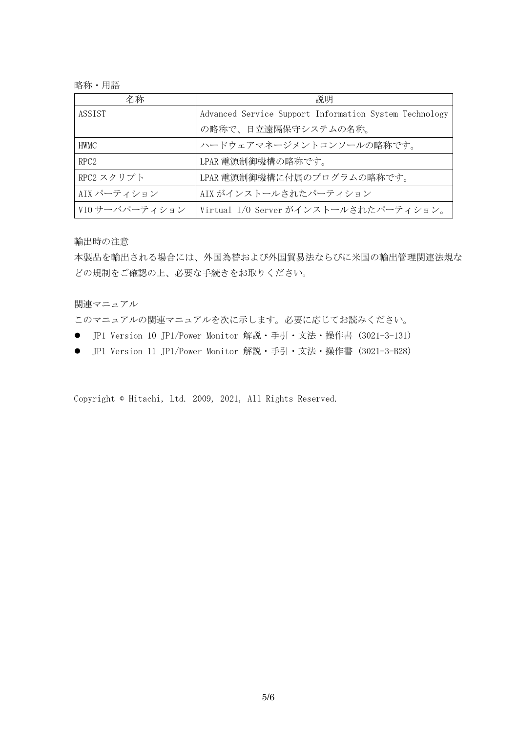略称・用語

| 名称 | 説明 |
| --- | --- |
| ASSIST | Advanced Service Support Information System Technology の略称で、日立遠隔保守システムの名称。 |
| HWMC | ハードウェアマネージメントコンソールの略称です。 |
| RPC2 | LPAR 電源制御機構の略称です。 |
| RPC2 スクリプト | LPAR 電源制御機構に付属のプログラムの略称です。 |
| AIX パーティション | AIX がインストールされたパーティション |
| VIO サーバパーティション | Virtual I/O Server がインストールされたパーティション。 |

輸出時の注意

本製品を輸出される場合には、外国為替および外国貿易法ならびに米国の輸出管理関連法規などの規制をご確認の上、必要な手続きをお取りください。

関連マニュアル

このマニュアルの関連マニュアルを次に示します。必要に応じてお読みください。

- JP1 Version 10 JP1/Power Monitor 解説・手引・文法・操作書 (3021-3-131)
- JP1 Version 11 JP1/Power Monitor 解説・手引・文法・操作書 (3021-3-B28)

Copyright © Hitachi, Ltd. 2009, 2021, All Rights Reserved.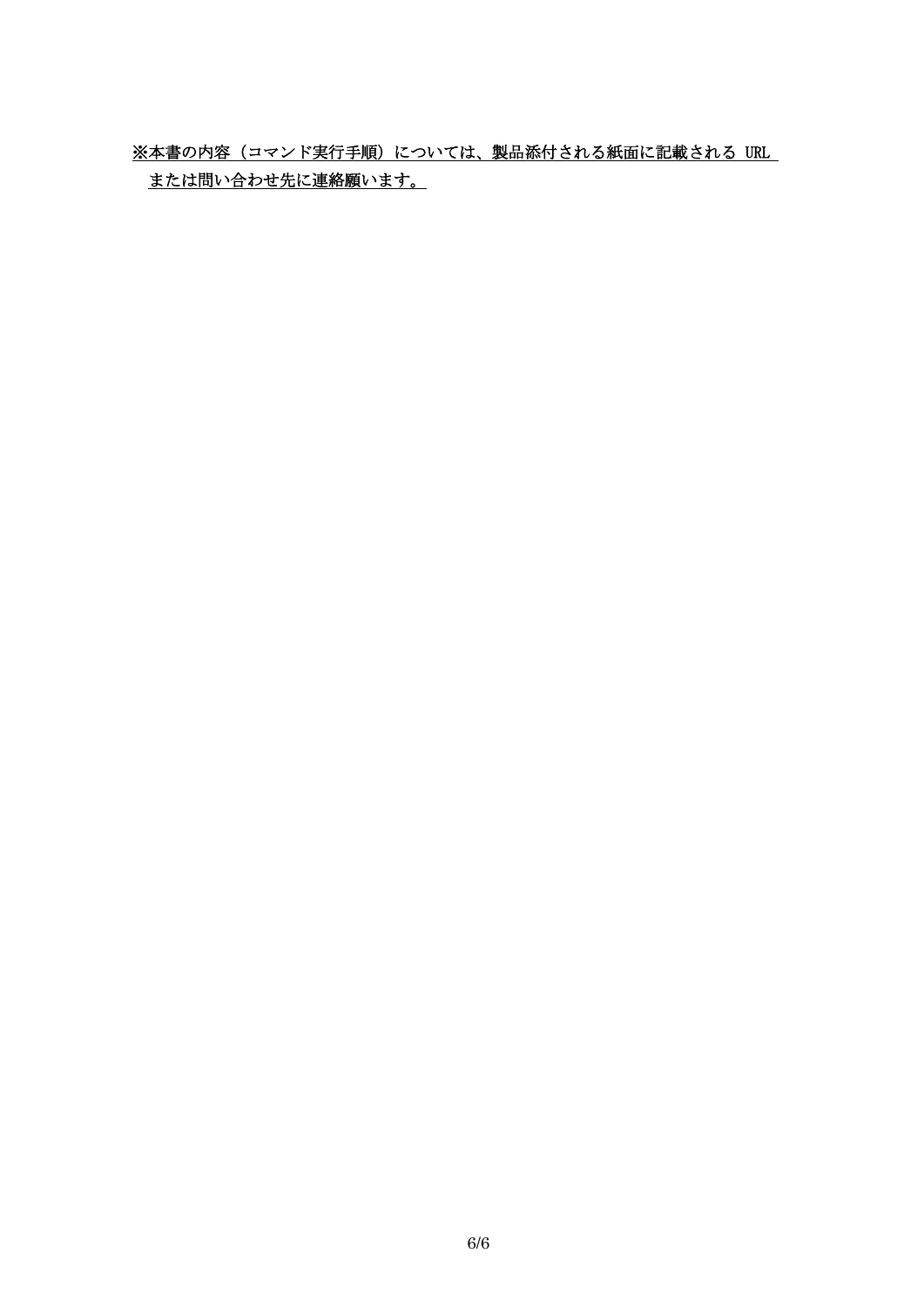※本書の内容（コマンド実行手順）については、製品添付される紙面に記載される URL
または問い合わせ先に連絡願います。